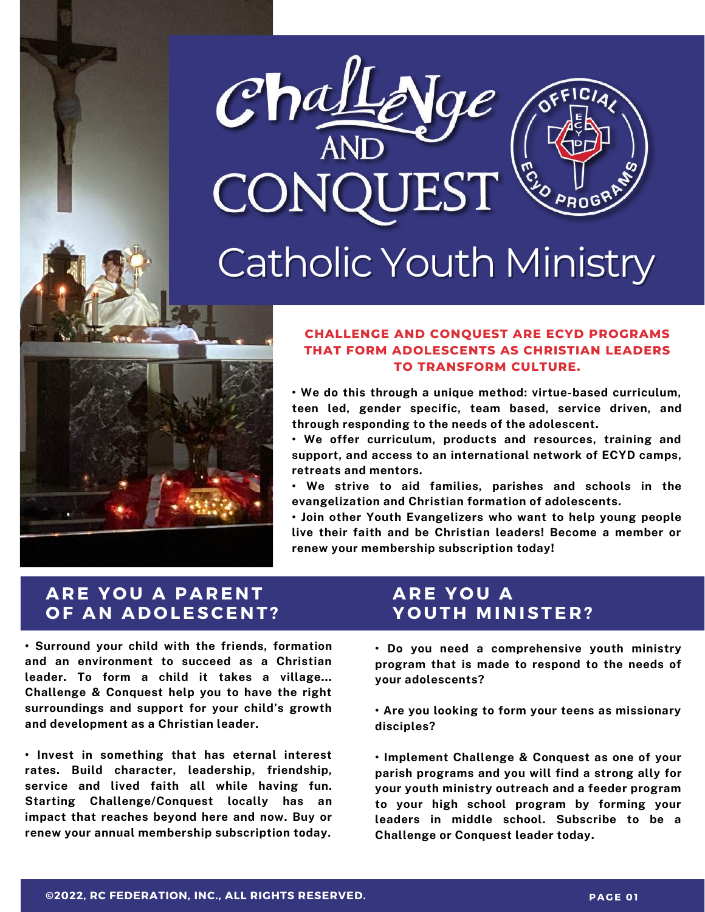# Challenge AND CONQUEST

OFFICIAL ECYD PROGRAMS

# Catholic Youth Ministry

**CHALLENGE AND CONQUEST ARE ECYD PROGRAMS THAT FORM ADOLESCENTS AS CHRISTIAN LEADERS TO TRANSFORM CULTURE.**

- **We do this through a unique method: virtue-based curriculum, teen led, gender specific, team based, service driven, and through responding to the needs of the adolescent.**
- **We offer curriculum, products and resources, training and support, and access to an international network of ECYD camps, retreats and mentors.**
- **We strive to aid families, parishes and schools in the evangelization and Christian formation of adolescents.**
- **Join other Youth Evangelizers who want to help young people live their faith and be Christian leaders! Become a member or renew your membership subscription today!**

## ARE YOU A PARENT OF AN ADOLESCENT?

- **Surround your child with the friends, formation and an environment to succeed as a Christian leader. To form a child it takes a village... Challenge & Conquest help you to have the right surroundings and support for your child's growth and development as a Christian leader.**

- **Invest in something that has eternal interest rates. Build character, leadership, friendship, service and lived faith all while having fun. Starting Challenge/Conquest locally has an impact that reaches beyond here and now. Buy or renew your annual membership subscription today.**

## ARE YOU A YOUTH MINISTER?

- **Do you need a comprehensive youth ministry program that is made to respond to the needs of your adolescents?**

- **Are you looking to form your teens as missionary disciples?**

- **Implement Challenge & Conquest as one of your parish programs and you will find a strong ally for your youth ministry outreach and a feeder program to your high school program by forming your leaders in middle school. Subscribe to be a Challenge or Conquest leader today.**

©2022, RC FEDERATION, INC., ALL RIGHTS RESERVED.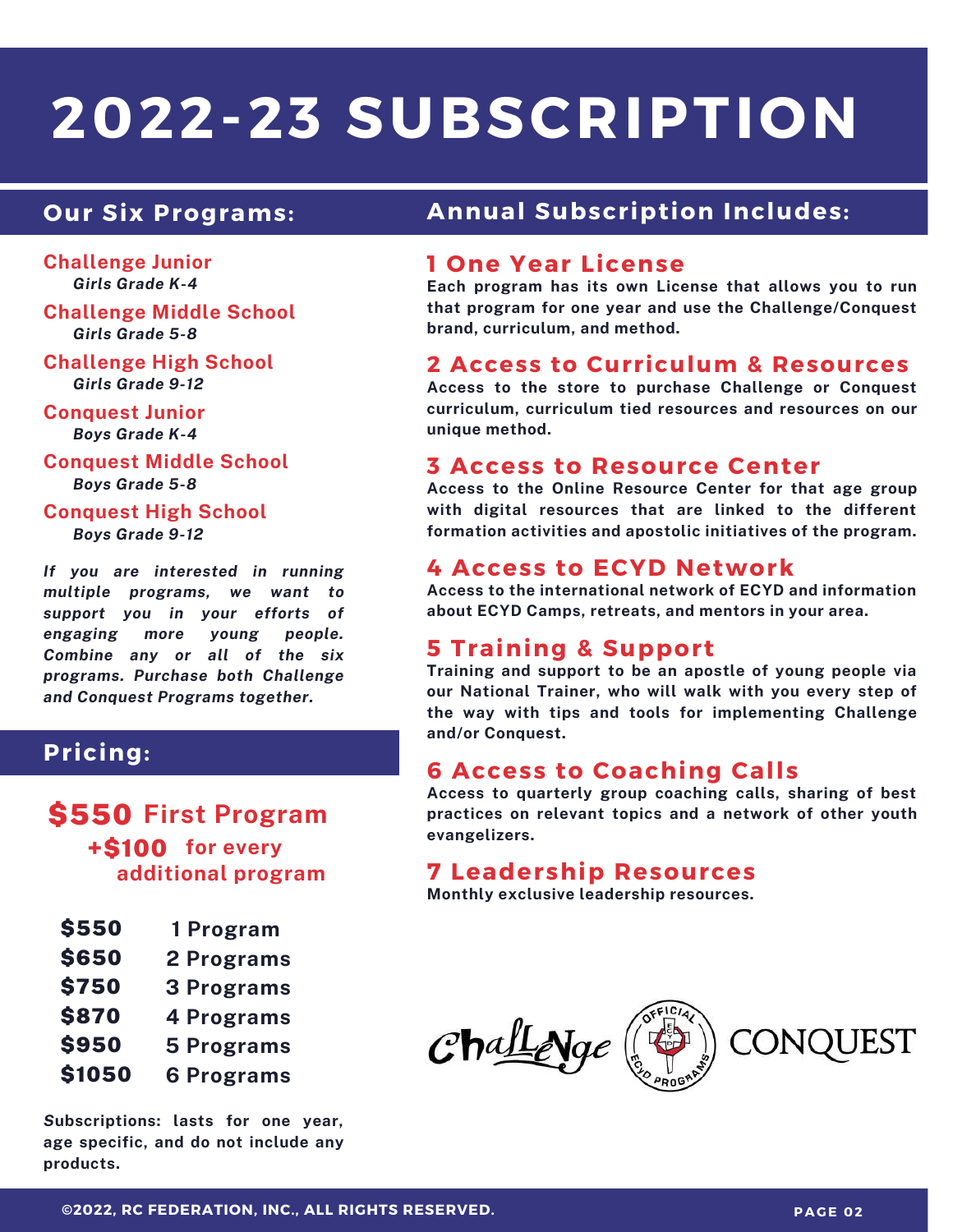# 2022-23 SUBSCRIPTION

## Our Six Programs:

**Challenge Junior**
*Girls Grade K-4*

**Challenge Middle School**
*Girls Grade 5-8*

**Challenge High School**
*Girls Grade 9-12*

**Conquest Junior**
*Boys Grade K-4*

**Conquest Middle School**
*Boys Grade 5-8*

**Conquest High School**
*Boys Grade 9-12*

*If you are interested in running multiple programs, we want to support you in your efforts of engaging more young people. Combine any or all of the six programs. Purchase both Challenge and Conquest Programs together.*

## Pricing:

**$550 First Program**
**+$100 for every additional program**

| Price | Programs |
| --- | --- |
| $550 | 1 Program |
| $650 | 2 Programs |
| $750 | 3 Programs |
| $870 | 4 Programs |
| $950 | 5 Programs |
| $1050 | 6 Programs |

**Subscriptions: lasts for one year, age specific, and do not include any products.**

## Annual Subscription Includes:

### 1 One Year License

Each program has its own License that allows you to run that program for one year and use the Challenge/Conquest brand, curriculum, and method.

### 2 Access to Curriculum & Resources

Access to the store to purchase Challenge or Conquest curriculum, curriculum tied resources and resources on our unique method.

### 3 Access to Resource Center

Access to the Online Resource Center for that age group with digital resources that are linked to the different formation activities and apostolic initiatives of the program.

### 4 Access to ECYD Network

Access to the international network of ECYD and information about ECYD Camps, retreats, and mentors in your area.

### 5 Training & Support

Training and support to be an apostle of young people via our National Trainer, who will walk with you every step of the way with tips and tools for implementing Challenge and/or Conquest.

### 6 Access to Coaching Calls

Access to quarterly group coaching calls, sharing of best practices on relevant topics and a network of other youth evangelizers.

### 7 Leadership Resources

Monthly exclusive leadership resources.

Challenge — Official ECYD Programs — CONQUEST

©2022, RC FEDERATION, INC., ALL RIGHTS RESERVED.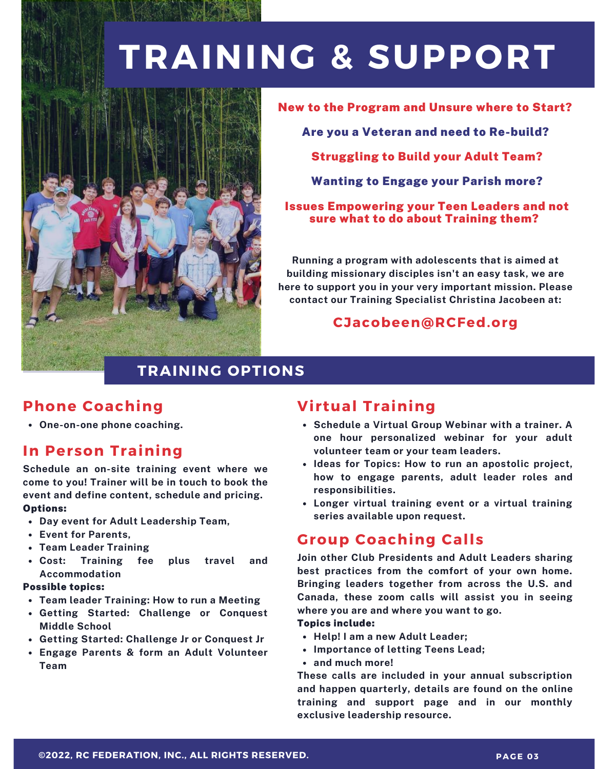# TRAINING & SUPPORT

**New to the Program and Unsure where to Start?**

**Are you a Veteran and need to Re-build?**

**Struggling to Build your Adult Team?**

**Wanting to Engage your Parish more?**

**Issues Empowering your Teen Leaders and not sure what to do about Training them?**

Running a program with adolescents that is aimed at building missionary disciples isn't an easy task, we are here to support you in your very important mission. Please contact our Training Specialist Christina Jacobeen at:

**CJacobeen@RCFed.org**

## TRAINING OPTIONS

### Phone Coaching

- One-on-one phone coaching.

### In Person Training

Schedule an on-site training event where we come to you! Trainer will be in touch to book the event and define content, schedule and pricing.

**Options:**

- Day event for Adult Leadership Team,
- Event for Parents,
- Team Leader Training
- Cost: Training fee plus travel and Accommodation

**Possible topics:**

- Team leader Training: How to run a Meeting
- Getting Started: Challenge or Conquest Middle School
- Getting Started: Challenge Jr or Conquest Jr
- Engage Parents & form an Adult Volunteer Team

### Virtual Training

- Schedule a Virtual Group Webinar with a trainer. A one hour personalized webinar for your adult volunteer team or your team leaders.
- Ideas for Topics: How to run an apostolic project, how to engage parents, adult leader roles and responsibilities.
- Longer virtual training event or a virtual training series available upon request.

### Group Coaching Calls

Join other Club Presidents and Adult Leaders sharing best practices from the comfort of your own home. Bringing leaders together from across the U.S. and Canada, these zoom calls will assist you in seeing where you are and where you want to go.

**Topics include:**

- Help! I am a new Adult Leader;
- Importance of letting Teens Lead;
- and much more!

These calls are included in your annual subscription and happen quarterly, details are found on the online training and support page and in our monthly exclusive leadership resource.

©2022, RC FEDERATION, INC., ALL RIGHTS RESERVED.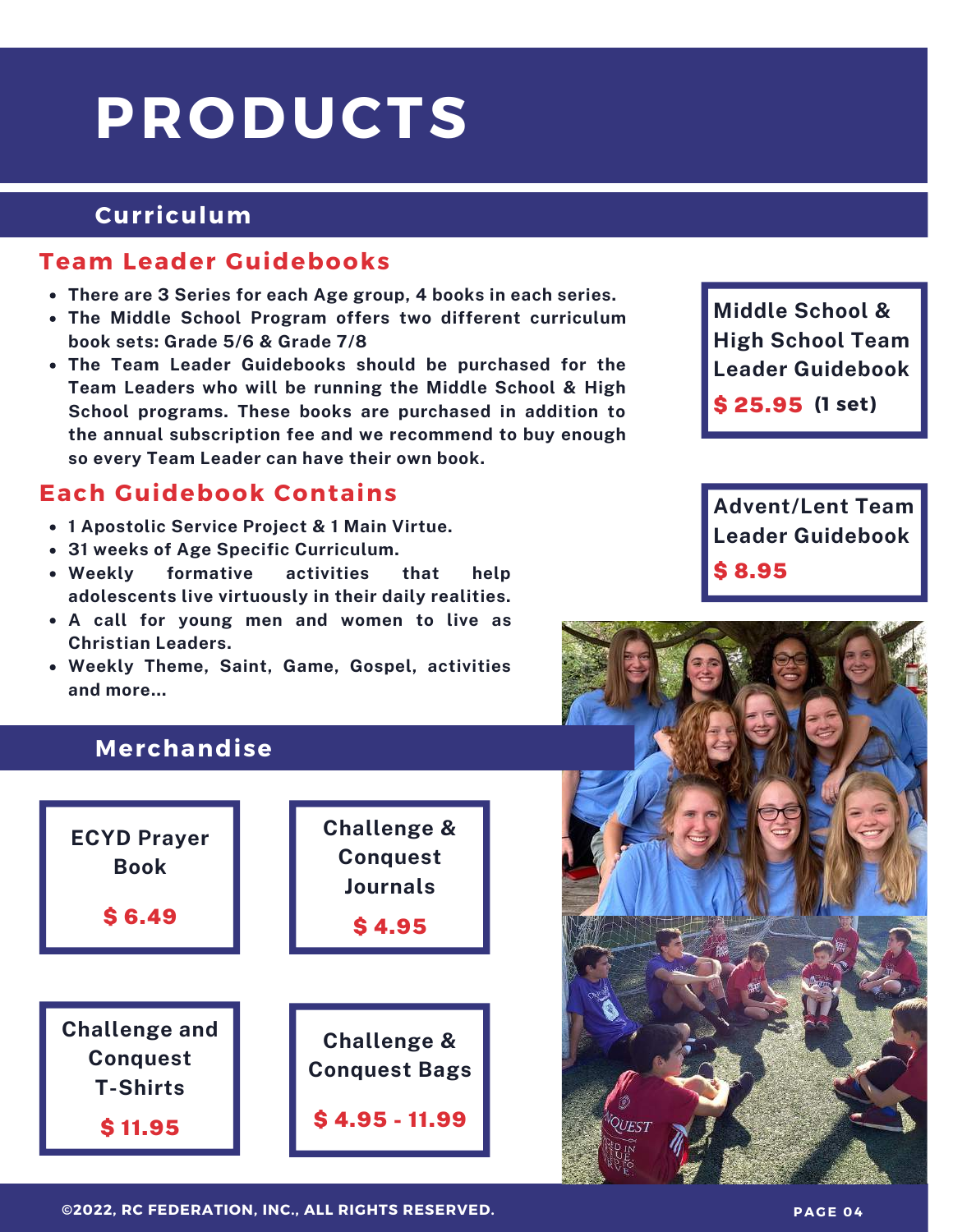# PRODUCTS

## Curriculum

### Team Leader Guidebooks

- There are 3 Series for each Age group, 4 books in each series.
- The Middle School Program offers two different curriculum book sets: Grade 5/6 & Grade 7/8
- The Team Leader Guidebooks should be purchased for the Team Leaders who will be running the Middle School & High School programs. These books are purchased in addition to the annual subscription fee and we recommend to buy enough so every Team Leader can have their own book.

### Each Guidebook Contains

- 1 Apostolic Service Project & 1 Main Virtue.
- 31 weeks of Age Specific Curriculum.
- Weekly formative activities that help adolescents live virtuously in their daily realities.
- A call for young men and women to live as Christian Leaders.
- Weekly Theme, Saint, Game, Gospel, activities and more...

**Middle School & High School Team Leader Guidebook**
**$ 25.95** **(1 set)**

**Advent/Lent Team Leader Guidebook**
**$ 8.95**

## Merchandise

**ECYD Prayer Book**
**$ 6.49**

**Challenge & Conquest Journals**
**$ 4.95**

**Challenge and Conquest T-Shirts**
**$ 11.95**

**Challenge & Conquest Bags**
**$ 4.95 - 11.99**

©2022, RC FEDERATION, INC., ALL RIGHTS RESERVED.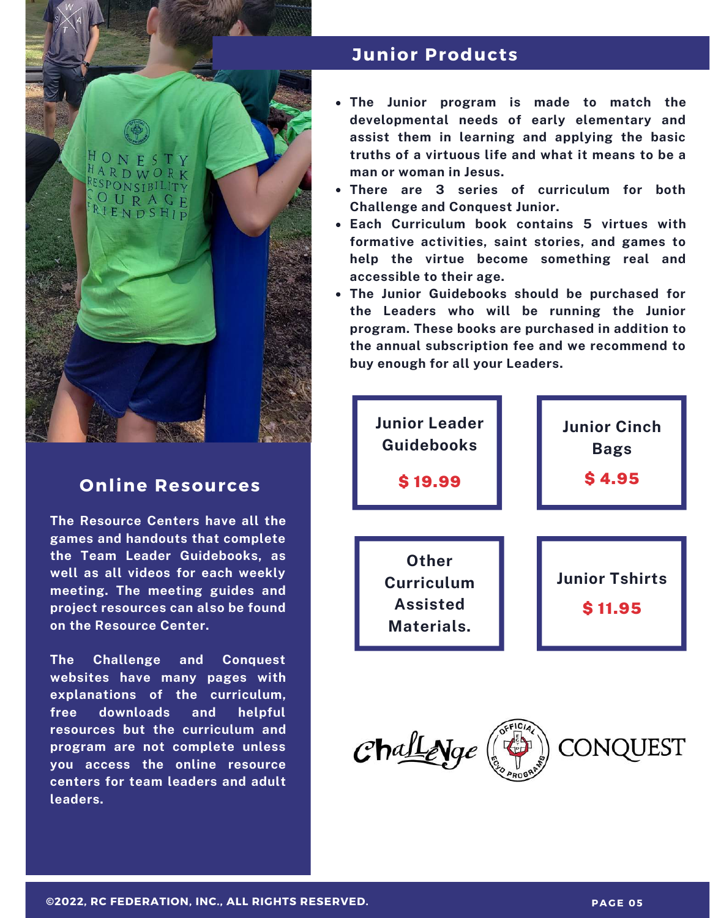## Junior Products

- The Junior program is made to match the developmental needs of early elementary and assist them in learning and applying the basic truths of a virtuous life and what it means to be a man or woman in Jesus.
- There are 3 series of curriculum for both Challenge and Conquest Junior.
- Each Curriculum book contains 5 virtues with formative activities, saint stories, and games to help the virtue become something real and accessible to their age.
- The Junior Guidebooks should be purchased for the Leaders who will be running the Junior program. These books are purchased in addition to the annual subscription fee and we recommend to buy enough for all your Leaders.

**Junior Leader Guidebooks**
**$ 19.99**

**Junior Cinch Bags**
**$ 4.95**

**Other Curriculum Assisted Materials.**

**Junior Tshirts**
**$ 11.95**

## Online Resources

The Resource Centers have all the games and handouts that complete the Team Leader Guidebooks, as well as all videos for each weekly meeting. The meeting guides and project resources can also be found on the Resource Center.

The Challenge and Conquest websites have many pages with explanations of the curriculum, free downloads and helpful resources but the curriculum and program are not complete unless you access the online resource centers for team leaders and adult leaders.

Challenge · Official ECYD Programs · CONQUEST

©2022, RC FEDERATION, INC., ALL RIGHTS RESERVED.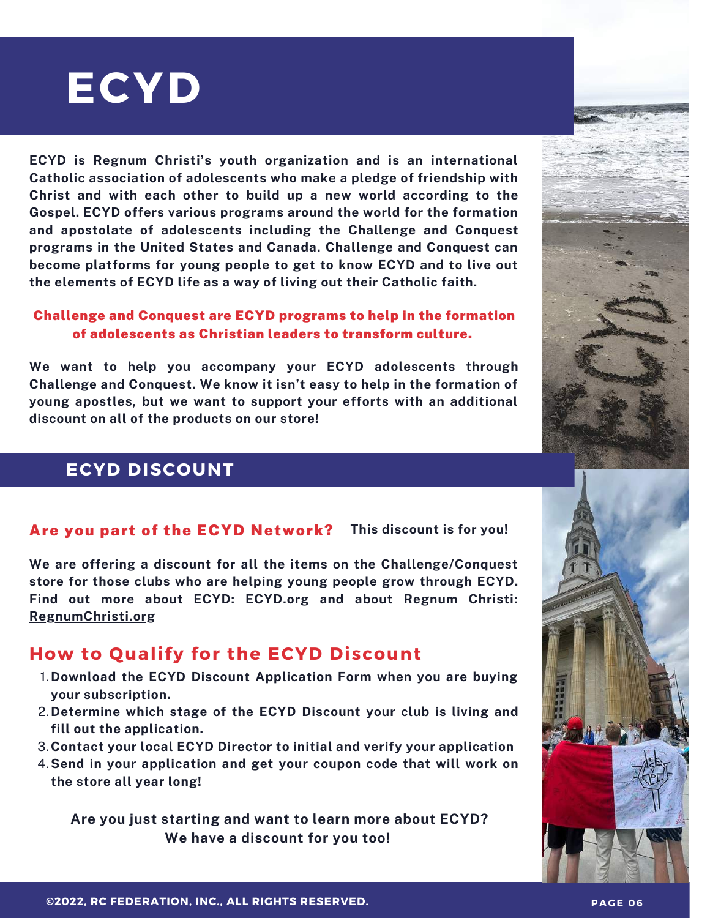# ECYD

**ECYD is Regnum Christi's youth organization and is an international Catholic association of adolescents who make a pledge of friendship with Christ and with each other to build up a new world according to the Gospel. ECYD offers various programs around the world for the formation and apostolate of adolescents including the Challenge and Conquest programs in the United States and Canada. Challenge and Conquest can become platforms for young people to get to know ECYD and to live out the elements of ECYD life as a way of living out their Catholic faith.**

**Challenge and Conquest are ECYD programs to help in the formation of adolescents as Christian leaders to transform culture.**

**We want to help you accompany your ECYD adolescents through Challenge and Conquest. We know it isn't easy to help in the formation of young apostles, but we want to support your efforts with an additional discount on all of the products on our store!**

## ECYD DISCOUNT

**Are you part of the ECYD Network?** **This discount is for you!**

**We are offering a discount for all the items on the Challenge/Conquest store for those clubs who are helping young people grow through ECYD. Find out more about ECYD: ECYD.org and about Regnum Christi: RegnumChristi.org**

### How to Qualify for the ECYD Discount

1. **Download the ECYD Discount Application Form when you are buying your subscription.**
2. **Determine which stage of the ECYD Discount your club is living and fill out the application.**
3. **Contact your local ECYD Director to initial and verify your application**
4. **Send in your application and get your coupon code that will work on the store all year long!**

**Are you just starting and want to learn more about ECYD? We have a discount for you too!**

**©2022, RC FEDERATION, INC., ALL RIGHTS RESERVED.**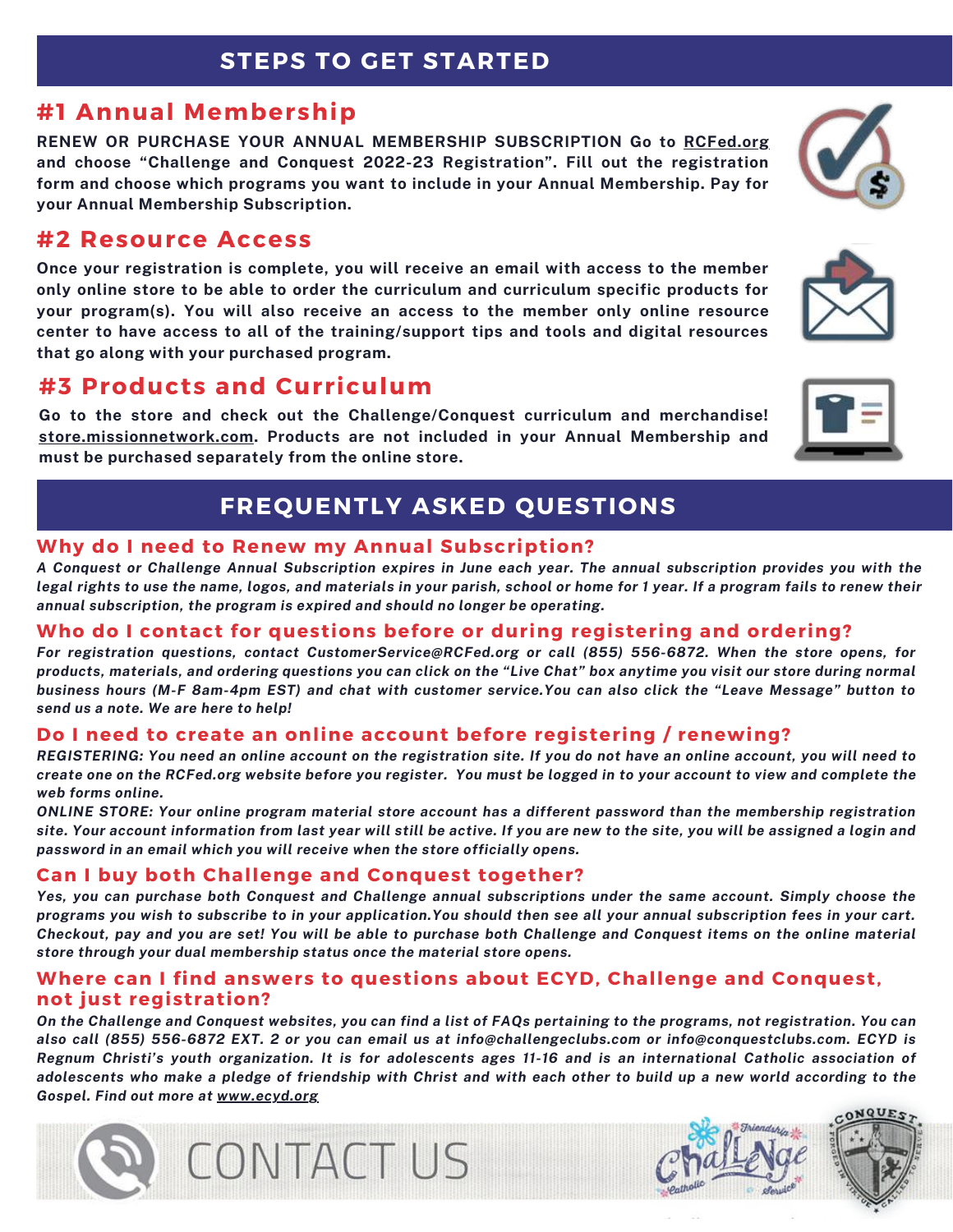## STEPS TO GET STARTED

### #1 Annual Membership

**RENEW OR PURCHASE YOUR ANNUAL MEMBERSHIP SUBSCRIPTION Go to RCFed.org and choose "Challenge and Conquest 2022-23 Registration". Fill out the registration form and choose which programs you want to include in your Annual Membership. Pay for your Annual Membership Subscription.**

### #2 Resource Access

**Once your registration is complete, you will receive an email with access to the member only online store to be able to order the curriculum and curriculum specific products for your program(s). You will also receive an access to the member only online resource center to have access to all of the training/support tips and tools and digital resources that go along with your purchased program.**

### #3 Products and Curriculum

**Go to the store and check out the Challenge/Conquest curriculum and merchandise! store.missionnetwork.com. Products are not included in your Annual Membership and must be purchased separately from the online store.**

## FREQUENTLY ASKED QUESTIONS

### Why do I need to Renew my Annual Subscription?

***A Conquest or Challenge Annual Subscription expires in June each year. The annual subscription provides you with the legal rights to use the name, logos, and materials in your parish, school or home for 1 year. If a program fails to renew their annual subscription, the program is expired and should no longer be operating.***

### Who do I contact for questions before or during registering and ordering?

***For registration questions, contact CustomerService@RCFed.org or call (855) 556-6872. When the store opens, for products, materials, and ordering questions you can click on the "Live Chat" box anytime you visit our store during normal business hours (M-F 8am-4pm EST) and chat with customer service.You can also click the "Leave Message" button to send us a note. We are here to help!***

### Do I need to create an online account before registering / renewing?

***REGISTERING: You need an online account on the registration site. If you do not have an online account, you will need to create one on the RCFed.org website before you register. You must be logged in to your account to view and complete the web forms online.***

***ONLINE STORE: Your online program material store account has a different password than the membership registration site. Your account information from last year will still be active. If you are new to the site, you will be assigned a login and password in an email which you will receive when the store officially opens.***

### Can I buy both Challenge and Conquest together?

***Yes, you can purchase both Conquest and Challenge annual subscriptions under the same account. Simply choose the programs you wish to subscribe to in your application.You should then see all your annual subscription fees in your cart. Checkout, pay and you are set! You will be able to purchase both Challenge and Conquest items on the online material store through your dual membership status once the material store opens.***

### Where can I find answers to questions about ECYD, Challenge and Conquest, not just registration?

***On the Challenge and Conquest websites, you can find a list of FAQs pertaining to the programs, not registration. You can also call (855) 556-6872 EXT. 2 or you can email us at info@challengeclubs.com or info@conquestclubs.com. ECYD is Regnum Christi's youth organization. It is for adolescents ages 11-16 and is an international Catholic association of adolescents who make a pledge of friendship with Christ and with each other to build up a new world according to the Gospel. Find out more at www.ecyd.org***

CONTACT US